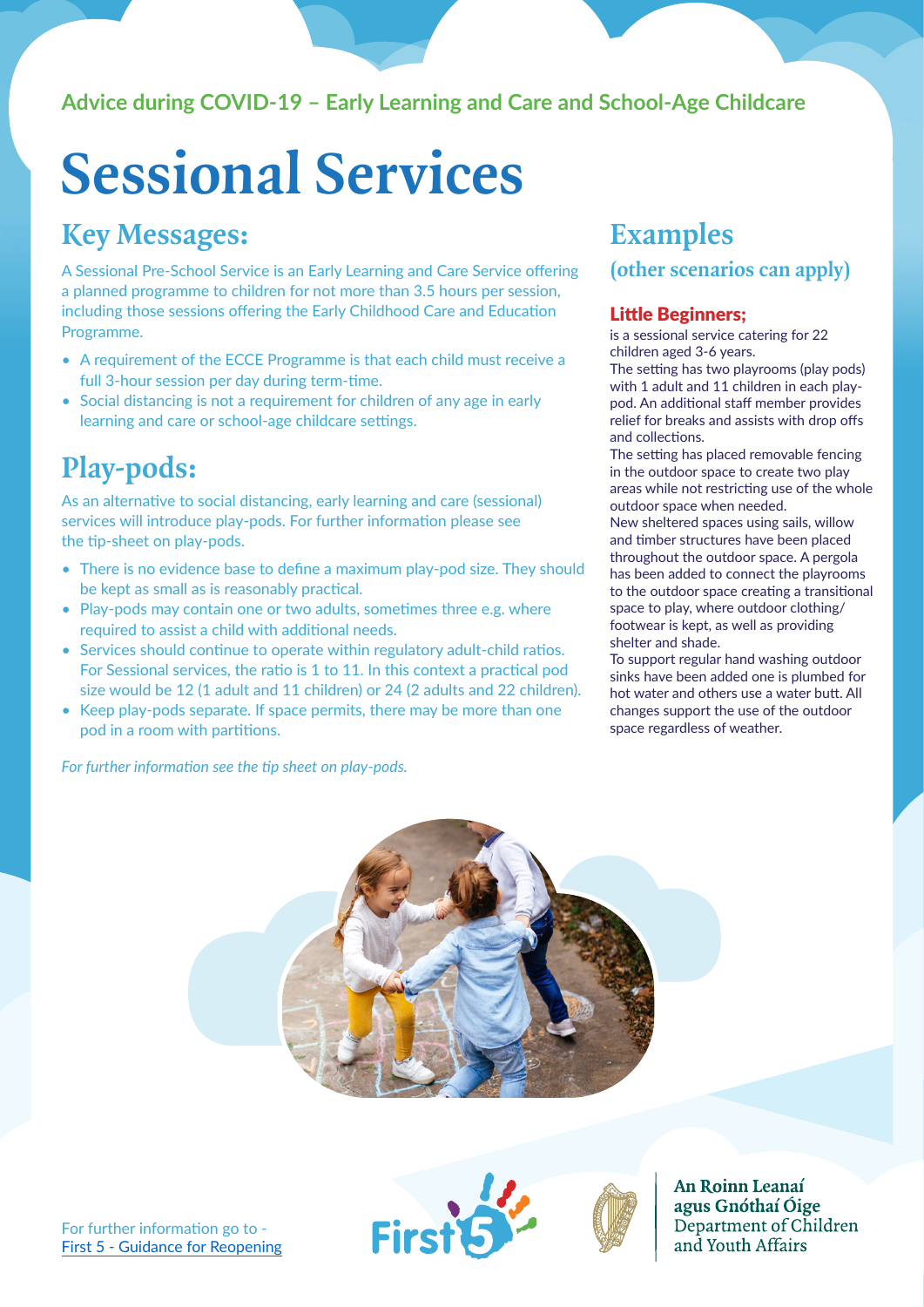Advice during COVID-19 – Early Learning and Care and School-Age Childcare

# Sessional Services

## Key Messages:

A Sessional Pre-School Service is an Early Learning and Care Service offering a planned programme to children for not more than 3.5 hours per session, including those sessions offering the Early Childhood Care and Education Programme.

- A requirement of the ECCE Programme is that each child must receive a full 3-hour session per day during term-time.
- Social distancing is not a requirement for children of any age in early learning and care or school-age childcare settings.

## Play-pods:

As an alternative to social distancing, early learning and care (sessional) services will introduce play-pods. For further information please see the tip-sheet on play-pods.

- There is no evidence base to define a maximum play-pod size. They should be kept as small as is reasonably practical.
- Play-pods may contain one or two adults, sometimes three e.g. where required to assist a child with additional needs.
- Services should continue to operate within regulatory adult-child ratios. For Sessional services, the ratio is 1 to 11. In this context a practical pod size would be 12 (1 adult and 11 children) or 24 (2 adults and 22 children).
- Keep play-pods separate. If space permits, there may be more than one pod in a room with partitions.

*For further information see the tip sheet on play-pods.*

## Examples (other scenarios can apply)

### Little Beginners;

is a sessional service catering for 22 children aged 3-6 years.

The setting has two playrooms (play pods) with 1 adult and 11 children in each play-pod. An additional staff member provides relief for breaks and assists with drop offs and collections.

The setting has placed removable fencing in the outdoor space to create two play areas while not restricting use of the whole outdoor space when needed.

New sheltered spaces using sails, willow and timber structures have been placed throughout the outdoor space. A pergola has been added to connect the playrooms to the outdoor space creating a transitional space to play, where outdoor clothing/ footwear is kept, as well as providing shelter and shade.

To support regular hand washing outdoor sinks have been added one is plumbed for hot water and others use a water butt. All changes support the use of the outdoor space regardless of weather.

For further information go to - [First 5 - Guidance for Reopening]

First 5

An Roinn Leanaí agus Gnóthaí Óige
Department of Children and Youth Affairs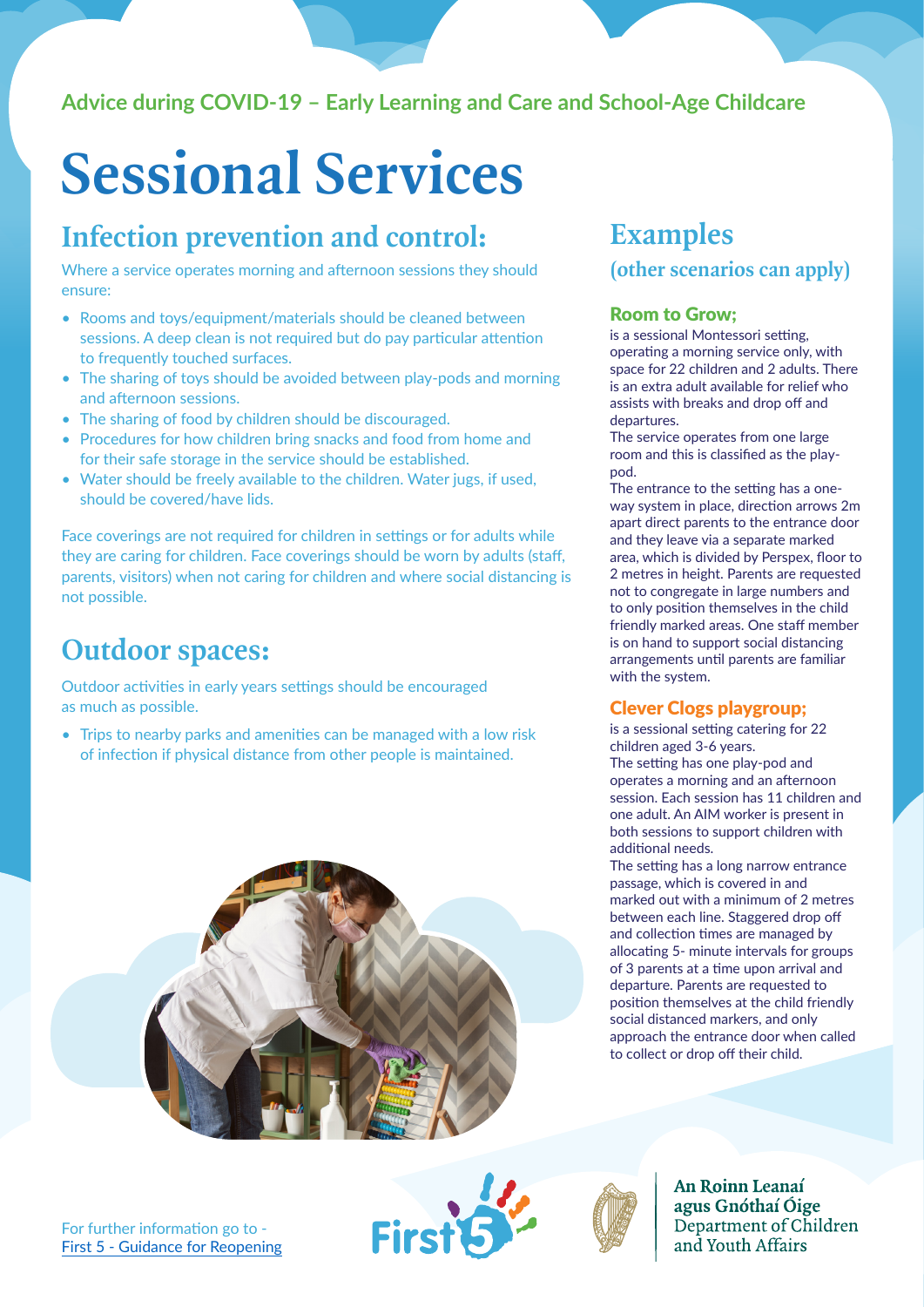Advice during COVID-19 – Early Learning and Care and School-Age Childcare

# Sessional Services

## Infection prevention and control:

Where a service operates morning and afternoon sessions they should ensure:

- Rooms and toys/equipment/materials should be cleaned between sessions. A deep clean is not required but do pay particular attention to frequently touched surfaces.
- The sharing of toys should be avoided between play-pods and morning and afternoon sessions.
- The sharing of food by children should be discouraged.
- Procedures for how children bring snacks and food from home and for their safe storage in the service should be established.
- Water should be freely available to the children. Water jugs, if used, should be covered/have lids.

Face coverings are not required for children in settings or for adults while they are caring for children. Face coverings should be worn by adults (staff, parents, visitors) when not caring for children and where social distancing is not possible.

## Outdoor spaces:

Outdoor activities in early years settings should be encouraged as much as possible.

- Trips to nearby parks and amenities can be managed with a low risk of infection if physical distance from other people is maintained.

## Examples
### (other scenarios can apply)

### Room to Grow;

is a sessional Montessori setting, operating a morning service only, with space for 22 children and 2 adults. There is an extra adult available for relief who assists with breaks and drop off and departures.

The service operates from one large room and this is classified as the play-pod.

The entrance to the setting has a one-way system in place, direction arrows 2m apart direct parents to the entrance door and they leave via a separate marked area, which is divided by Perspex, floor to 2 metres in height. Parents are requested not to congregate in large numbers and to only position themselves in the child friendly marked areas. One staff member is on hand to support social distancing arrangements until parents are familiar with the system.

### Clever Clogs playgroup;

is a sessional setting catering for 22 children aged 3-6 years.

The setting has one play-pod and operates a morning and an afternoon session. Each session has 11 children and one adult. An AIM worker is present in both sessions to support children with additional needs.

The setting has a long narrow entrance passage, which is covered in and marked out with a minimum of 2 metres between each line. Staggered drop off and collection times are managed by allocating 5- minute intervals for groups of 3 parents at a time upon arrival and departure. Parents are requested to position themselves at the child friendly social distanced markers, and only approach the entrance door when called to collect or drop off their child.

For further information go to - First 5 - Guidance for Reopening

First 5

An Roinn Leanaí agus Gnóthaí Óige
Department of Children and Youth Affairs